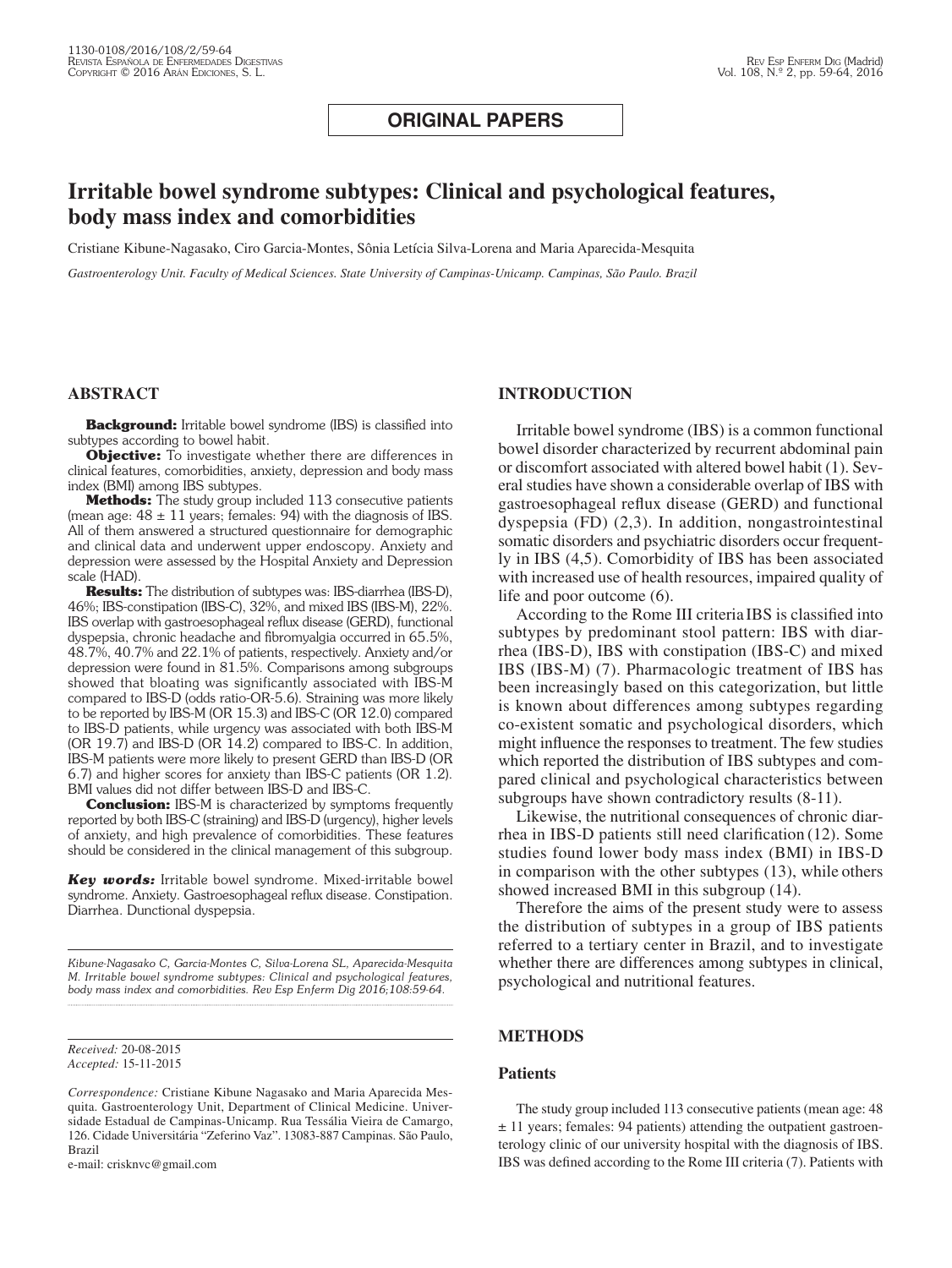**ORIGINAL PAPERS**

# Irritable bowel syndrome subtypes: Clinical and psychological features, body mass index and comorbidities

Cristiane Kibune-Nagasako, Ciro Garcia-Montes, Sônia Letícia Silva-Lorena and Maria Aparecida-Mesquita

*Gastroenterology Unit. Faculty of Medical Sciences. State University of Campinas-Unicamp. Campinas, São Paulo. Brazil*

## ABSTRACT

**Background:** Irritable bowel syndrome (IBS) is classified into subtypes according to bowel habit.

**Objective:** To investigate whether there are differences in clinical features, comorbidities, anxiety, depression and body mass index (BMI) among IBS subtypes.

**Methods:** The study group included 113 consecutive patients (mean age: 48 ± 11 years; females: 94) with the diagnosis of IBS. All of them answered a structured questionnaire for demographic and clinical data and underwent upper endoscopy. Anxiety and depression were assessed by the Hospital Anxiety and Depression scale (HAD).

**Results:** The distribution of subtypes was: IBS-diarrhea (IBS-D), 46%; IBS-constipation (IBS-C), 32%, and mixed IBS (IBS-M), 22%. IBS overlap with gastroesophageal reflux disease (GERD), functional dyspepsia, chronic headache and fibromyalgia occurred in 65.5%, 48.7%, 40.7% and 22.1% of patients, respectively. Anxiety and/or depression were found in 81.5%. Comparisons among subgroups showed that bloating was significantly associated with IBS-M compared to IBS-D (odds ratio-OR-5.6). Straining was more likely to be reported by IBS-M (OR 15.3) and IBS-C (OR 12.0) compared to IBS-D patients, while urgency was associated with both IBS-M (OR 19.7) and IBS-D (OR 14.2) compared to IBS-C. In addition, IBS-M patients were more likely to present GERD than IBS-D (OR 6.7) and higher scores for anxiety than IBS-C patients (OR 1.2). BMI values did not differ between IBS-D and IBS-C.

**Conclusion:** IBS-M is characterized by symptoms frequently reported by both IBS-C (straining) and IBS-D (urgency), higher levels of anxiety, and high prevalence of comorbidities. These features should be considered in the clinical management of this subgroup.

***Key words:*** Irritable bowel syndrome. Mixed-irritable bowel syndrome. Anxiety. Gastroesophageal reflux disease. Constipation. Diarrhea. Dunctional dyspepsia.

*Kibune-Nagasako C, Garcia-Montes C, Silva-Lorena SL, Aparecida-Mesquita M. Irritable bowel syndrome subtypes: Clinical and psychological features, body mass index and comorbidities. Rev Esp Enferm Dig 2016;108:59-64.*

*Received:* 20-08-2015
*Accepted:* 15-11-2015

*Correspondence:* Cristiane Kibune Nagasako and Maria Aparecida Mesquita. Gastroenterology Unit, Department of Clinical Medicine. Universidade Estadual de Campinas-Unicamp. Rua Tessália Vieira de Camargo, 126. Cidade Universitária "Zeferino Vaz". 13083-887 Campinas. São Paulo, Brazil
e-mail: crisknvc@gmail.com

## INTRODUCTION

Irritable bowel syndrome (IBS) is a common functional bowel disorder characterized by recurrent abdominal pain or discomfort associated with altered bowel habit (1). Several studies have shown a considerable overlap of IBS with gastroesophageal reflux disease (GERD) and functional dyspepsia (FD) (2,3). In addition, nongastrointestinal somatic disorders and psychiatric disorders occur frequently in IBS (4,5). Comorbidity of IBS has been associated with increased use of health resources, impaired quality of life and poor outcome (6).

According to the Rome III criteria IBS is classified into subtypes by predominant stool pattern: IBS with diarrhea (IBS-D), IBS with constipation (IBS-C) and mixed IBS (IBS-M) (7). Pharmacologic treatment of IBS has been increasingly based on this categorization, but little is known about differences among subtypes regarding co-existent somatic and psychological disorders, which might influence the responses to treatment. The few studies which reported the distribution of IBS subtypes and compared clinical and psychological characteristics between subgroups have shown contradictory results (8-11).

Likewise, the nutritional consequences of chronic diarrhea in IBS-D patients still need clarification (12). Some studies found lower body mass index (BMI) in IBS-D in comparison with the other subtypes (13), while others showed increased BMI in this subgroup (14).

Therefore the aims of the present study were to assess the distribution of subtypes in a group of IBS patients referred to a tertiary center in Brazil, and to investigate whether there are differences among subtypes in clinical, psychological and nutritional features.

## METHODS

### Patients

The study group included 113 consecutive patients (mean age: 48 ± 11 years; females: 94 patients) attending the outpatient gastroenterology clinic of our university hospital with the diagnosis of IBS. IBS was defined according to the Rome III criteria (7). Patients with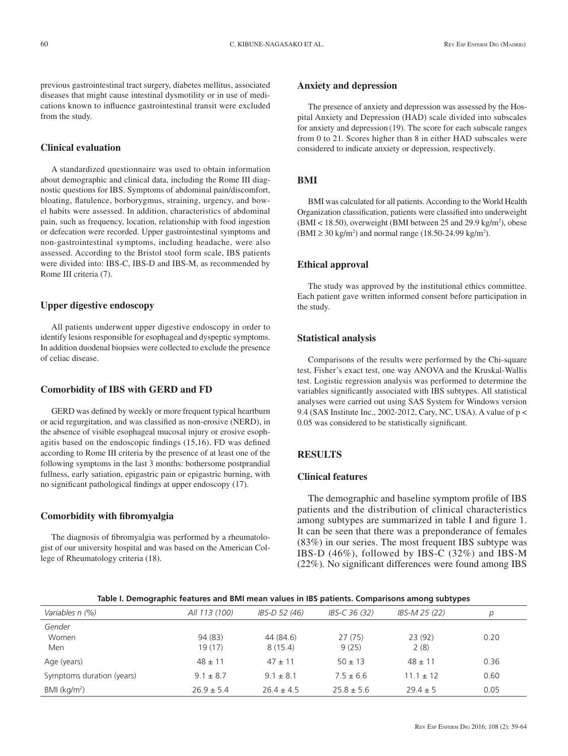previous gastrointestinal tract surgery, diabetes mellitus, associated diseases that might cause intestinal dysmotility or in use of medications known to influence gastrointestinal transit were excluded from the study.

### Clinical evaluation

A standardized questionnaire was used to obtain information about demographic and clinical data, including the Rome III diagnostic questions for IBS. Symptoms of abdominal pain/discomfort, bloating, flatulence, borborygmus, straining, urgency, and bowel habits were assessed. In addition, characteristics of abdominal pain, such as frequency, location, relationship with food ingestion or defecation were recorded. Upper gastrointestinal symptoms and non-gastrointestinal symptoms, including headache, were also assessed. According to the Bristol stool form scale, IBS patients were divided into: IBS-C, IBS-D and IBS-M, as recommended by Rome III criteria (7).

### Upper digestive endoscopy

All patients underwent upper digestive endoscopy in order to identify lesions responsible for esophageal and dyspeptic symptoms. In addition duodenal biopsies were collected to exclude the presence of celiac disease.

### Comorbidity of IBS with GERD and FD

GERD was defined by weekly or more frequent typical heartburn or acid regurgitation, and was classified as non-erosive (NERD), in the absence of visible esophageal mucosal injury or erosive esophagitis based on the endoscopic findings (15,16). FD was defined according to Rome III criteria by the presence of at least one of the following symptoms in the last 3 months: bothersome postprandial fullness, early satiation, epigastric pain or epigastric burning, with no significant pathological findings at upper endoscopy (17).

### Comorbidity with fibromyalgia

The diagnosis of fibromyalgia was performed by a rheumatologist of our university hospital and was based on the American College of Rheumatology criteria (18).

### Anxiety and depression

The presence of anxiety and depression was assessed by the Hospital Anxiety and Depression (HAD) scale divided into subscales for anxiety and depression (19). The score for each subscale ranges from 0 to 21. Scores higher than 8 in either HAD subscales were considered to indicate anxiety or depression, respectively.

### BMI

BMI was calculated for all patients. According to the World Health Organization classification, patients were classified into underweight (BMI < 18.50), overweight (BMI between 25 and 29.9 kg/m$^2$), obese (BMI ≥ 30 kg/m$^2$) and normal range (18.50-24.99 kg/m$^2$).

### Ethical approval

The study was approved by the institutional ethics committee. Each patient gave written informed consent before participation in the study.

### Statistical analysis

Comparisons of the results were performed by the Chi-square test, Fisher's exact test, one way ANOVA and the Kruskal-Wallis test. Logistic regression analysis was performed to determine the variables significantly associated with IBS subtypes. All statistical analyses were carried out using SAS System for Windows version 9.4 (SAS Institute Inc., 2002-2012, Cary, NC, USA). A value of $p < 0.05$ was considered to be statistically significant.

## RESULTS

### Clinical features

The demographic and baseline symptom profile of IBS patients and the distribution of clinical characteristics among subtypes are summarized in table I and figure 1. It can be seen that there was a preponderance of females (83%) in our series. The most frequent IBS subtype was IBS-D (46%), followed by IBS-C (32%) and IBS-M (22%). No significant differences were found among IBS

**Table I. Demographic features and BMI mean values in IBS patients. Comparisons among subtypes**

| *Variables n (%)* | *All 113 (100)* | *IBS-D 52 (46)* | *IBS-C 36 (32)* | *IBS-M 25 (22)* | *p* |
|---|---|---|---|---|---|
| Gender | | | | | |
| Women | 94 (83) | 44 (84.6) | 27 (75) | 23 (92) | 0.20 |
| Men | 19 (17) | 8 (15.4) | 9 (25) | 2 (8) | |
| Age (years) | 48 ± 11 | 47 ± 11 | 50 ± 13 | 48 ± 11 | 0.36 |
| Symptoms duration (years) | 9.1 ± 8.7 | 9.1 ± 8.1 | 7.5 ± 6.6 | 11.1 ± 12 | 0.60 |
| BMI (kg/m$^2$) | 26.9 ± 5.4 | 26.4 ± 4.5 | 25.8 ± 5.6 | 29.4 ± 5 | 0.05 |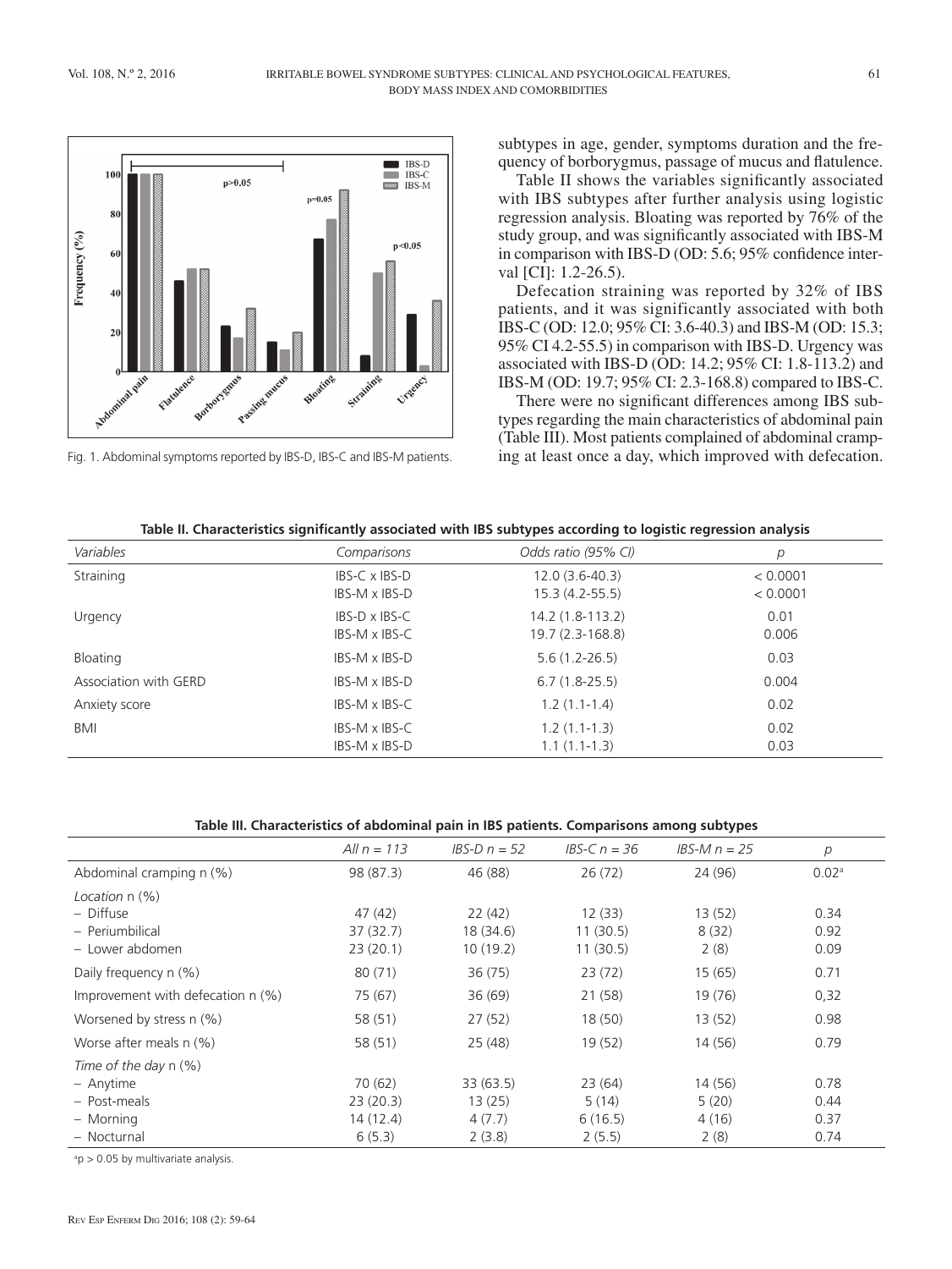subtypes in age, gender, symptoms duration and the frequency of borborygmus, passage of mucus and flatulence.

Table II shows the variables significantly associated with IBS subtypes after further analysis using logistic regression analysis. Bloating was reported by 76% of the study group, and was significantly associated with IBS-M in comparison with IBS-D (OD: 5.6; 95% confidence interval [CI]: 1.2-26.5).

Defecation straining was reported by 32% of IBS patients, and it was significantly associated with both IBS-C (OD: 12.0; 95% CI: 3.6-40.3) and IBS-M (OD: 15.3; 95% CI 4.2-55.5) in comparison with IBS-D. Urgency was associated with IBS-D (OD: 14.2; 95% CI: 1.8-113.2) and IBS-M (OD: 19.7; 95% CI: 2.3-168.8) compared to IBS-C.

There were no significant differences among IBS subtypes regarding the main characteristics of abdominal pain (Table III). Most patients complained of abdominal cramping at least once a day, which improved with defecation.

Fig. 1. Abdominal symptoms reported by IBS-D, IBS-C and IBS-M patients.

**Table II. Characteristics significantly associated with IBS subtypes according to logistic regression analysis**

| *Variables* | *Comparisons* | *Odds ratio (95% CI)* | *p* |
|---|---|---|---|
| Straining | IBS-C x IBS-D | 12.0 (3.6-40.3) | < 0.0001 |
| | IBS-M x IBS-D | 15.3 (4.2-55.5) | < 0.0001 |
| Urgency | IBS-D x IBS-C | 14.2 (1.8-113.2) | 0.01 |
| | IBS-M x IBS-C | 19.7 (2.3-168.8) | 0.006 |
| Bloating | IBS-M x IBS-D | 5.6 (1.2-26.5) | 0.03 |
| Association with GERD | IBS-M x IBS-D | 6.7 (1.8-25.5) | 0.004 |
| Anxiety score | IBS-M x IBS-C | 1.2 (1.1-1.4) | 0.02 |
| BMI | IBS-M x IBS-C | 1.2 (1.1-1.3) | 0.02 |
| | IBS-M x IBS-D | 1.1 (1.1-1.3) | 0.03 |

**Table III. Characteristics of abdominal pain in IBS patients. Comparisons among subtypes**

| | *All n = 113* | *IBS-D n = 52* | *IBS-C n = 36* | *IBS-M n = 25* | *p* |
|---|---|---|---|---|---|
| Abdominal cramping n (%) | 98 (87.3) | 46 (88) | 26 (72) | 24 (96) | 0.02[a] |
| *Location* n (%) | | | | | |
| – Diffuse | 47 (42) | 22 (42) | 12 (33) | 13 (52) | 0.34 |
| – Periumbilical | 37 (32.7) | 18 (34.6) | 11 (30.5) | 8 (32) | 0.92 |
| – Lower abdomen | 23 (20.1) | 10 (19.2) | 11 (30.5) | 2 (8) | 0.09 |
| Daily frequency n (%) | 80 (71) | 36 (75) | 23 (72) | 15 (65) | 0.71 |
| Improvement with defecation n (%) | 75 (67) | 36 (69) | 21 (58) | 19 (76) | 0,32 |
| Worsened by stress n (%) | 58 (51) | 27 (52) | 18 (50) | 13 (52) | 0.98 |
| Worse after meals n (%) | 58 (51) | 25 (48) | 19 (52) | 14 (56) | 0.79 |
| *Time of the day* n (%) | | | | | |
| – Anytime | 70 (62) | 33 (63.5) | 23 (64) | 14 (56) | 0.78 |
| – Post-meals | 23 (20.3) | 13 (25) | 5 (14) | 5 (20) | 0.44 |
| – Morning | 14 (12.4) | 4 (7.7) | 6 (16.5) | 4 (16) | 0.37 |
| – Nocturnal | 6 (5.3) | 2 (3.8) | 2 (5.5) | 2 (8) | 0.74 |

[a]p > 0.05 by multivariate analysis.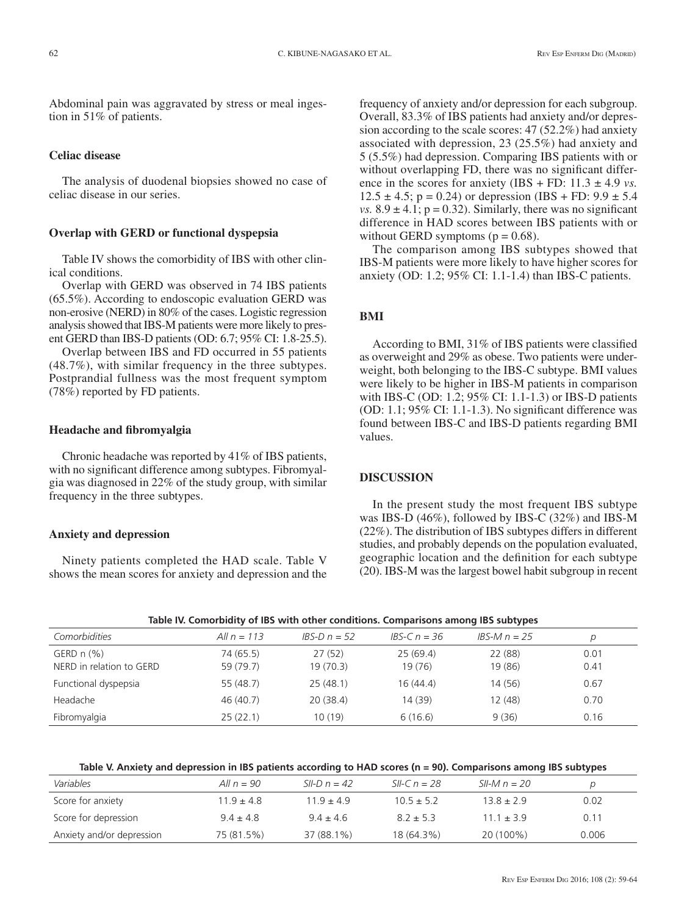Abdominal pain was aggravated by stress or meal ingestion in 51% of patients.

### Celiac disease

The analysis of duodenal biopsies showed no case of celiac disease in our series.

### Overlap with GERD or functional dyspepsia

Table IV shows the comorbidity of IBS with other clinical conditions.

Overlap with GERD was observed in 74 IBS patients (65.5%). According to endoscopic evaluation GERD was non-erosive (NERD) in 80% of the cases. Logistic regression analysis showed that IBS-M patients were more likely to present GERD than IBS-D patients (OD: 6.7; 95% CI: 1.8-25.5).

Overlap between IBS and FD occurred in 55 patients (48.7%), with similar frequency in the three subtypes. Postprandial fullness was the most frequent symptom (78%) reported by FD patients.

### Headache and fibromyalgia

Chronic headache was reported by 41% of IBS patients, with no significant difference among subtypes. Fibromyalgia was diagnosed in 22% of the study group, with similar frequency in the three subtypes.

### Anxiety and depression

Ninety patients completed the HAD scale. Table V shows the mean scores for anxiety and depression and the frequency of anxiety and/or depression for each subgroup. Overall, 83.3% of IBS patients had anxiety and/or depression according to the scale scores: 47 (52.2%) had anxiety associated with depression, 23 (25.5%) had anxiety and 5 (5.5%) had depression. Comparing IBS patients with or without overlapping FD, there was no significant difference in the scores for anxiety (IBS + FD: 11.3 ± 4.9 *vs.* 12.5 ± 4.5; p = 0.24) or depression (IBS + FD: 9.9 ± 5.4 *vs.* 8.9 ± 4.1; p = 0.32). Similarly, there was no significant difference in HAD scores between IBS patients with or without GERD symptoms (p = 0.68).

The comparison among IBS subtypes showed that IBS-M patients were more likely to have higher scores for anxiety (OD: 1.2; 95% CI: 1.1-1.4) than IBS-C patients.

### BMI

According to BMI, 31% of IBS patients were classified as overweight and 29% as obese. Two patients were underweight, both belonging to the IBS-C subtype. BMI values were likely to be higher in IBS-M patients in comparison with IBS-C (OD: 1.2; 95% CI: 1.1-1.3) or IBS-D patients (OD: 1.1; 95% CI: 1.1-1.3). No significant difference was found between IBS-C and IBS-D patients regarding BMI values.

## DISCUSSION

In the present study the most frequent IBS subtype was IBS-D (46%), followed by IBS-C (32%) and IBS-M (22%). The distribution of IBS subtypes differs in different studies, and probably depends on the population evaluated, geographic location and the definition for each subtype (20). IBS-M was the largest bowel habit subgroup in recent

**Table IV. Comorbidity of IBS with other conditions. Comparisons among IBS subtypes**

| *Comorbidities* | *All n = 113* | *IBS-D n = 52* | *IBS-C n = 36* | *IBS-M n = 25* | *p* |
|---|---|---|---|---|---|
| GERD n (%) | 74 (65.5) | 27 (52) | 25 (69.4) | 22 (88) | 0.01 |
| NERD in relation to GERD | 59 (79.7) | 19 (70.3) | 19 (76) | 19 (86) | 0.41 |
| Functional dyspepsia | 55 (48.7) | 25 (48.1) | 16 (44.4) | 14 (56) | 0.67 |
| Headache | 46 (40.7) | 20 (38.4) | 14 (39) | 12 (48) | 0.70 |
| Fibromyalgia | 25 (22.1) | 10 (19) | 6 (16.6) | 9 (36) | 0.16 |

**Table V. Anxiety and depression in IBS patients according to HAD scores (n = 90). Comparisons among IBS subtypes**

| *Variables* | *All n = 90* | *SII-D n = 42* | *SII-C n = 28* | *SII-M n = 20* | *p* |
|---|---|---|---|---|---|
| Score for anxiety | 11.9 ± 4.8 | 11.9 ± 4.9 | 10.5 ± 5.2 | 13.8 ± 2.9 | 0.02 |
| Score for depression | 9.4 ± 4.8 | 9.4 ± 4.6 | 8.2 ± 5.3 | 11.1 ± 3.9 | 0.11 |
| Anxiety and/or depression | 75 (81.5%) | 37 (88.1%) | 18 (64.3%) | 20 (100%) | 0.006 |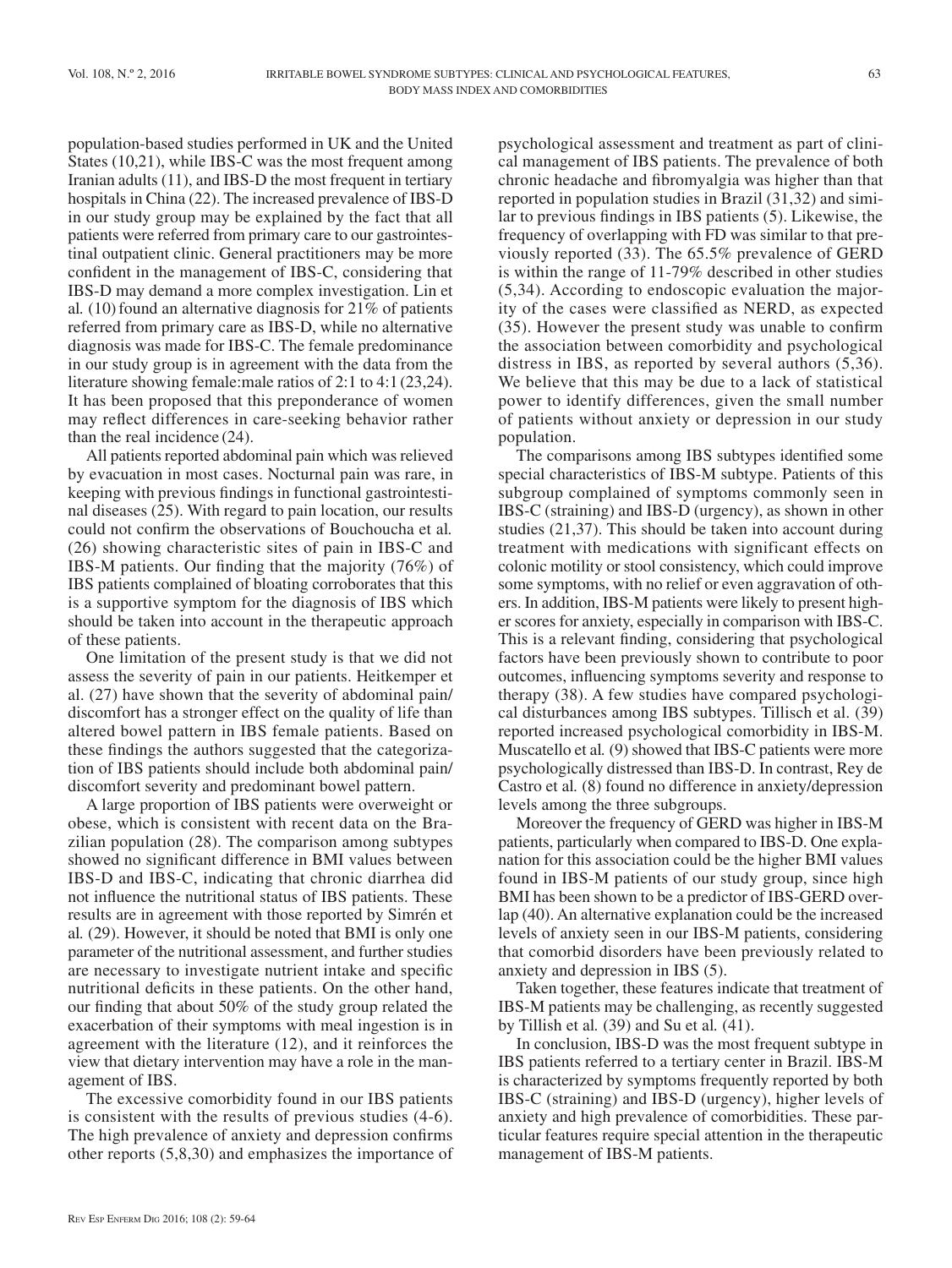population-based studies performed in UK and the United States (10,21), while IBS-C was the most frequent among Iranian adults (11), and IBS-D the most frequent in tertiary hospitals in China (22). The increased prevalence of IBS-D in our study group may be explained by the fact that all patients were referred from primary care to our gastrointestinal outpatient clinic. General practitioners may be more confident in the management of IBS-C, considering that IBS-D may demand a more complex investigation. Lin et al. (10) found an alternative diagnosis for 21% of patients referred from primary care as IBS-D, while no alternative diagnosis was made for IBS-C. The female predominance in our study group is in agreement with the data from the literature showing female:male ratios of 2:1 to 4:1 (23,24). It has been proposed that this preponderance of women may reflect differences in care-seeking behavior rather than the real incidence (24).

All patients reported abdominal pain which was relieved by evacuation in most cases. Nocturnal pain was rare, in keeping with previous findings in functional gastrointestinal diseases (25). With regard to pain location, our results could not confirm the observations of Bouchoucha et al. (26) showing characteristic sites of pain in IBS-C and IBS-M patients. Our finding that the majority (76%) of IBS patients complained of bloating corroborates that this is a supportive symptom for the diagnosis of IBS which should be taken into account in the therapeutic approach of these patients.

One limitation of the present study is that we did not assess the severity of pain in our patients. Heitkemper et al. (27) have shown that the severity of abdominal pain/discomfort has a stronger effect on the quality of life than altered bowel pattern in IBS female patients. Based on these findings the authors suggested that the categorization of IBS patients should include both abdominal pain/discomfort severity and predominant bowel pattern.

A large proportion of IBS patients were overweight or obese, which is consistent with recent data on the Brazilian population (28). The comparison among subtypes showed no significant difference in BMI values between IBS-D and IBS-C, indicating that chronic diarrhea did not influence the nutritional status of IBS patients. These results are in agreement with those reported by Simrén et al. (29). However, it should be noted that BMI is only one parameter of the nutritional assessment, and further studies are necessary to investigate nutrient intake and specific nutritional deficits in these patients. On the other hand, our finding that about 50% of the study group related the exacerbation of their symptoms with meal ingestion is in agreement with the literature (12), and it reinforces the view that dietary intervention may have a role in the management of IBS.

The excessive comorbidity found in our IBS patients is consistent with the results of previous studies (4-6). The high prevalence of anxiety and depression confirms other reports (5,8,30) and emphasizes the importance of psychological assessment and treatment as part of clinical management of IBS patients. The prevalence of both chronic headache and fibromyalgia was higher than that reported in population studies in Brazil (31,32) and similar to previous findings in IBS patients (5). Likewise, the frequency of overlapping with FD was similar to that previously reported (33). The 65.5% prevalence of GERD is within the range of 11-79% described in other studies (5,34). According to endoscopic evaluation the majority of the cases were classified as NERD, as expected (35). However the present study was unable to confirm the association between comorbidity and psychological distress in IBS, as reported by several authors (5,36). We believe that this may be due to a lack of statistical power to identify differences, given the small number of patients without anxiety or depression in our study population.

The comparisons among IBS subtypes identified some special characteristics of IBS-M subtype. Patients of this subgroup complained of symptoms commonly seen in IBS-C (straining) and IBS-D (urgency), as shown in other studies (21,37). This should be taken into account during treatment with medications with significant effects on colonic motility or stool consistency, which could improve some symptoms, with no relief or even aggravation of others. In addition, IBS-M patients were likely to present higher scores for anxiety, especially in comparison with IBS-C. This is a relevant finding, considering that psychological factors have been previously shown to contribute to poor outcomes, influencing symptoms severity and response to therapy (38). A few studies have compared psychological disturbances among IBS subtypes. Tillisch et al. (39) reported increased psychological comorbidity in IBS-M. Muscatello et al. (9) showed that IBS-C patients were more psychologically distressed than IBS-D. In contrast, Rey de Castro et al. (8) found no difference in anxiety/depression levels among the three subgroups.

Moreover the frequency of GERD was higher in IBS-M patients, particularly when compared to IBS-D. One explanation for this association could be the higher BMI values found in IBS-M patients of our study group, since high BMI has been shown to be a predictor of IBS-GERD overlap (40). An alternative explanation could be the increased levels of anxiety seen in our IBS-M patients, considering that comorbid disorders have been previously related to anxiety and depression in IBS (5).

Taken together, these features indicate that treatment of IBS-M patients may be challenging, as recently suggested by Tillish et al. (39) and Su et al. (41).

In conclusion, IBS-D was the most frequent subtype in IBS patients referred to a tertiary center in Brazil. IBS-M is characterized by symptoms frequently reported by both IBS-C (straining) and IBS-D (urgency), higher levels of anxiety and high prevalence of comorbidities. These particular features require special attention in the therapeutic management of IBS-M patients.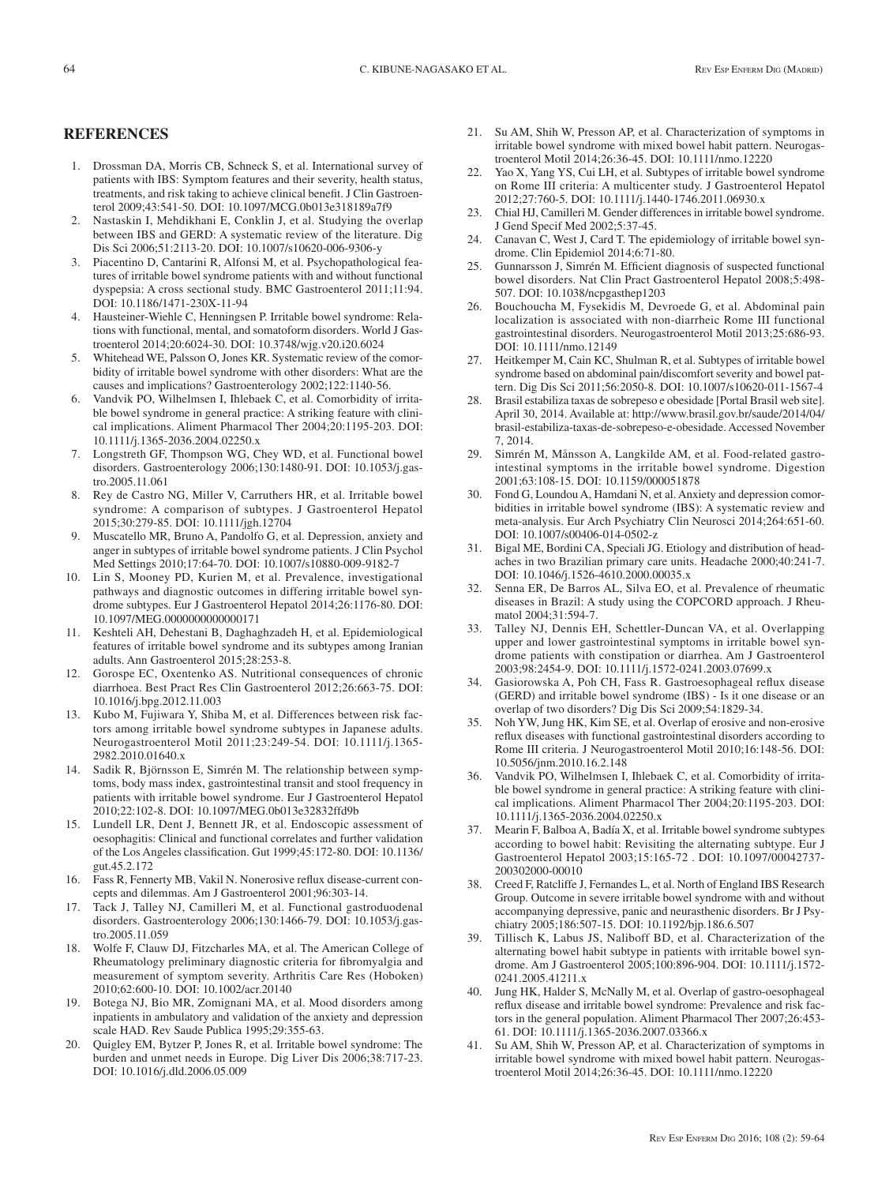## REFERENCES

1. Drossman DA, Morris CB, Schneck S, et al. International survey of patients with IBS: Symptom features and their severity, health status, treatments, and risk taking to achieve clinical benefit. J Clin Gastroenterol 2009;43:541-50. DOI: 10.1097/MCG.0b013e318189a7f9
2. Nastaskin I, Mehdikhani E, Conklin J, et al. Studying the overlap between IBS and GERD: A systematic review of the literature. Dig Dis Sci 2006;51:2113-20. DOI: 10.1007/s10620-006-9306-y
3. Piacentino D, Cantarini R, Alfonsi M, et al. Psychopathological features of irritable bowel syndrome patients with and without functional dyspepsia: A cross sectional study. BMC Gastroenterol 2011;11:94. DOI: 10.1186/1471-230X-11-94
4. Hausteiner-Wiehle C, Henningsen P. Irritable bowel syndrome: Relations with functional, mental, and somatoform disorders. World J Gastroenterol 2014;20:6024-30. DOI: 10.3748/wjg.v20.i20.6024
5. Whitehead WE, Palsson O, Jones KR. Systematic review of the comorbidity of irritable bowel syndrome with other disorders: What are the causes and implications? Gastroenterology 2002;122:1140-56.
6. Vandvik PO, Wilhelmsen I, Ihlebaek C, et al. Comorbidity of irritable bowel syndrome in general practice: A striking feature with clinical implications. Aliment Pharmacol Ther 2004;20:1195-203. DOI: 10.1111/j.1365-2036.2004.02250.x
7. Longstreth GF, Thompson WG, Chey WD, et al. Functional bowel disorders. Gastroenterology 2006;130:1480-91. DOI: 10.1053/j.gastro.2005.11.061
8. Rey de Castro NG, Miller V, Carruthers HR, et al. Irritable bowel syndrome: A comparison of subtypes. J Gastroenterol Hepatol 2015;30:279-85. DOI: 10.1111/jgh.12704
9. Muscatello MR, Bruno A, Pandolfo G, et al. Depression, anxiety and anger in subtypes of irritable bowel syndrome patients. J Clin Psychol Med Settings 2010;17:64-70. DOI: 10.1007/s10880-009-9182-7
10. Lin S, Mooney PD, Kurien M, et al. Prevalence, investigational pathways and diagnostic outcomes in differing irritable bowel syndrome subtypes. Eur J Gastroenterol Hepatol 2014;26:1176-80. DOI: 10.1097/MEG.0000000000000171
11. Keshteli AH, Dehestani B, Daghaghzadeh H, et al. Epidemiological features of irritable bowel syndrome and its subtypes among Iranian adults. Ann Gastroenterol 2015;28:253-8.
12. Gorospe EC, Oxentenko AS. Nutritional consequences of chronic diarrhoea. Best Pract Res Clin Gastroenterol 2012;26:663-75. DOI: 10.1016/j.bpg.2012.11.003
13. Kubo M, Fujiwara Y, Shiba M, et al. Differences between risk factors among irritable bowel syndrome subtypes in Japanese adults. Neurogastroenterol Motil 2011;23:249-54. DOI: 10.1111/j.1365-2982.2010.01640.x
14. Sadik R, Björnsson E, Simrén M. The relationship between symptoms, body mass index, gastrointestinal transit and stool frequency in patients with irritable bowel syndrome. Eur J Gastroenterol Hepatol 2010;22:102-8. DOI: 10.1097/MEG.0b013e32832ffd9b
15. Lundell LR, Dent J, Bennett JR, et al. Endoscopic assessment of oesophagitis: Clinical and functional correlates and further validation of the Los Angeles classification. Gut 1999;45:172-80. DOI: 10.1136/gut.45.2.172
16. Fass R, Fennerty MB, Vakil N. Nonerosive reflux disease-current concepts and dilemmas. Am J Gastroenterol 2001;96:303-14.
17. Tack J, Talley NJ, Camilleri M, et al. Functional gastroduodenal disorders. Gastroenterology 2006;130:1466-79. DOI: 10.1053/j.gastro.2005.11.059
18. Wolfe F, Clauw DJ, Fitzcharles MA, et al. The American College of Rheumatology preliminary diagnostic criteria for fibromyalgia and measurement of symptom severity. Arthritis Care Res (Hoboken) 2010;62:600-10. DOI: 10.1002/acr.20140
19. Botega NJ, Bio MR, Zomignani MA, et al. Mood disorders among inpatients in ambulatory and validation of the anxiety and depression scale HAD. Rev Saude Publica 1995;29:355-63.
20. Quigley EM, Bytzer P, Jones R, et al. Irritable bowel syndrome: The burden and unmet needs in Europe. Dig Liver Dis 2006;38:717-23. DOI: 10.1016/j.dld.2006.05.009
21. Su AM, Shih W, Presson AP, et al. Characterization of symptoms in irritable bowel syndrome with mixed bowel habit pattern. Neurogastroenterol Motil 2014;26:36-45. DOI: 10.1111/nmo.12220
22. Yao X, Yang YS, Cui LH, et al. Subtypes of irritable bowel syndrome on Rome III criteria: A multicenter study. J Gastroenterol Hepatol 2012;27:760-5. DOI: 10.1111/j.1440-1746.2011.06930.x
23. Chial HJ, Camilleri M. Gender differences in irritable bowel syndrome. J Gend Specif Med 2002;5:37-45.
24. Canavan C, West J, Card T. The epidemiology of irritable bowel syndrome. Clin Epidemiol 2014;6:71-80.
25. Gunnarsson J, Simrén M. Efficient diagnosis of suspected functional bowel disorders. Nat Clin Pract Gastroenterol Hepatol 2008;5:498-507. DOI: 10.1038/ncpgasthep1203
26. Bouchoucha M, Fysekidis M, Devroede G, et al. Abdominal pain localization is associated with non-diarrheic Rome III functional gastrointestinal disorders. Neurogastroenterol Motil 2013;25:686-93. DOI: 10.1111/nmo.12149
27. Heitkemper M, Cain KC, Shulman R, et al. Subtypes of irritable bowel syndrome based on abdominal pain/discomfort severity and bowel pattern. Dig Dis Sci 2011;56:2050-8. DOI: 10.1007/s10620-011-1567-4
28. Brasil estabiliza taxas de sobrepeso e obesidade [Portal Brasil web site]. April 30, 2014. Available at: http://www.brasil.gov.br/saude/2014/04/brasil-estabiliza-taxas-de-sobrepeso-e-obesidade. Accessed November 7, 2014.
29. Simrén M, Månsson A, Langkilde AM, et al. Food-related gastrointestinal symptoms in the irritable bowel syndrome. Digestion 2001;63:108-15. DOI: 10.1159/000051878
30. Fond G, Loundou A, Hamdani N, et al. Anxiety and depression comorbidities in irritable bowel syndrome (IBS): A systematic review and meta-analysis. Eur Arch Psychiatry Clin Neurosci 2014;264:651-60. DOI: 10.1007/s00406-014-0502-z
31. Bigal ME, Bordini CA, Speciali JG. Etiology and distribution of headaches in two Brazilian primary care units. Headache 2000;40:241-7. DOI: 10.1046/j.1526-4610.2000.00035.x
32. Senna ER, De Barros AL, Silva EO, et al. Prevalence of rheumatic diseases in Brazil: A study using the COPCORD approach. J Rheumatol 2004;31:594-7.
33. Talley NJ, Dennis EH, Schettler-Duncan VA, et al. Overlapping upper and lower gastrointestinal symptoms in irritable bowel syndrome patients with constipation or diarrhea. Am J Gastroenterol 2003;98:2454-9. DOI: 10.1111/j.1572-0241.2003.07699.x
34. Gasiorowska A, Poh CH, Fass R. Gastroesophageal reflux disease (GERD) and irritable bowel syndrome (IBS) - Is it one disease or an overlap of two disorders? Dig Dis Sci 2009;54:1829-34.
35. Noh YW, Jung HK, Kim SE, et al. Overlap of erosive and non-erosive reflux diseases with functional gastrointestinal disorders according to Rome III criteria. J Neurogastroenterol Motil 2010;16:148-56. DOI: 10.5056/jnm.2010.16.2.148
36. Vandvik PO, Wilhelmsen I, Ihlebaek C, et al. Comorbidity of irritable bowel syndrome in general practice: A striking feature with clinical implications. Aliment Pharmacol Ther 2004;20:1195-203. DOI: 10.1111/j.1365-2036.2004.02250.x
37. Mearin F, Balboa A, Badía X, et al. Irritable bowel syndrome subtypes according to bowel habit: Revisiting the alternating subtype. Eur J Gastroenterol Hepatol 2003;15:165-72 . DOI: 10.1097/00042737-200302000-00010
38. Creed F, Ratcliffe J, Fernandes L, et al. North of England IBS Research Group. Outcome in severe irritable bowel syndrome with and without accompanying depressive, panic and neurasthenic disorders. Br J Psychiatry 2005;186:507-15. DOI: 10.1192/bjp.186.6.507
39. Tillisch K, Labus JS, Naliboff BD, et al. Characterization of the alternating bowel habit subtype in patients with irritable bowel syndrome. Am J Gastroenterol 2005;100:896-904. DOI: 10.1111/j.1572-0241.2005.41211.x
40. Jung HK, Halder S, McNally M, et al. Overlap of gastro-oesophageal reflux disease and irritable bowel syndrome: Prevalence and risk factors in the general population. Aliment Pharmacol Ther 2007;26:453-61. DOI: 10.1111/j.1365-2036.2007.03366.x
41. Su AM, Shih W, Presson AP, et al. Characterization of symptoms in irritable bowel syndrome with mixed bowel habit pattern. Neurogastroenterol Motil 2014;26:36-45. DOI: 10.1111/nmo.12220